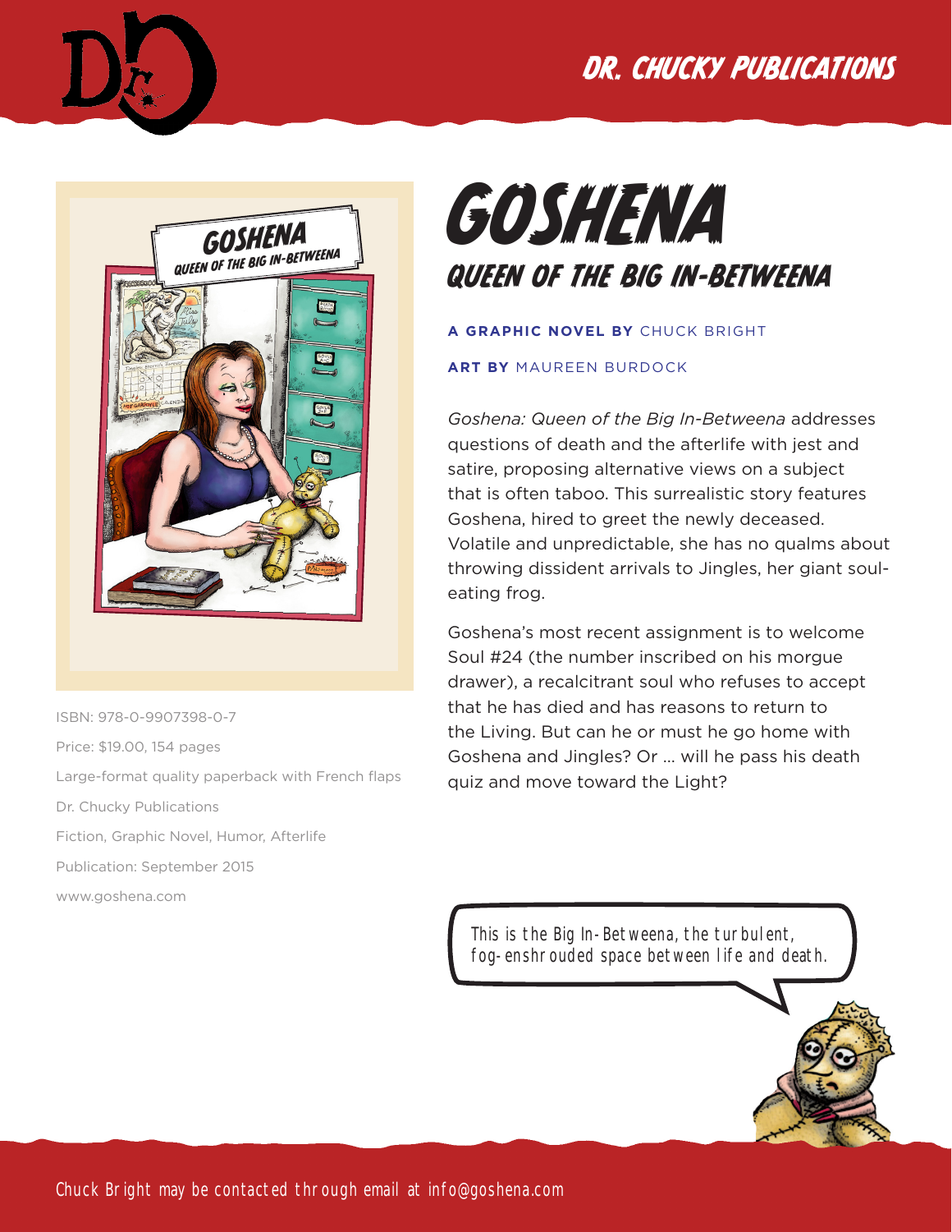DR. CHUCKY PUBLICATIONS

# GOSHENA

## QUEEN OF THE BIG IN-BETWEENA

**A GRAPHIC NOVEL BY** CHUCK BRIGHT

**ART BY** MAUREEN BURDOCK

*Goshena: Queen of the Big In-Betweena* addresses questions of death and the afterlife with jest and satire, proposing alternative views on a subject that is often taboo. This surrealistic story features Goshena, hired to greet the newly deceased. Volatile and unpredictable, she has no qualms about throwing dissident arrivals to Jingles, her giant soul-eating frog.

Goshena's most recent assignment is to welcome Soul #24 (the number inscribed on his morgue drawer), a recalcitrant soul who refuses to accept that he has died and has reasons to return to the Living. But can he or must he go home with Goshena and Jingles? Or ... will he pass his death quiz and move toward the Light?

ISBN: 978-0-9907398-0-7

Price: $19.00, 154 pages

Large-format quality paperback with French flaps

Dr. Chucky Publications

Fiction, Graphic Novel, Humor, Afterlife

Publication: September 2015

www.goshena.com

This is the Big In-Betweena, the turbulent, fog-enshrouded space between life and death.

Chuck Bright may be contacted through email at info@goshena.com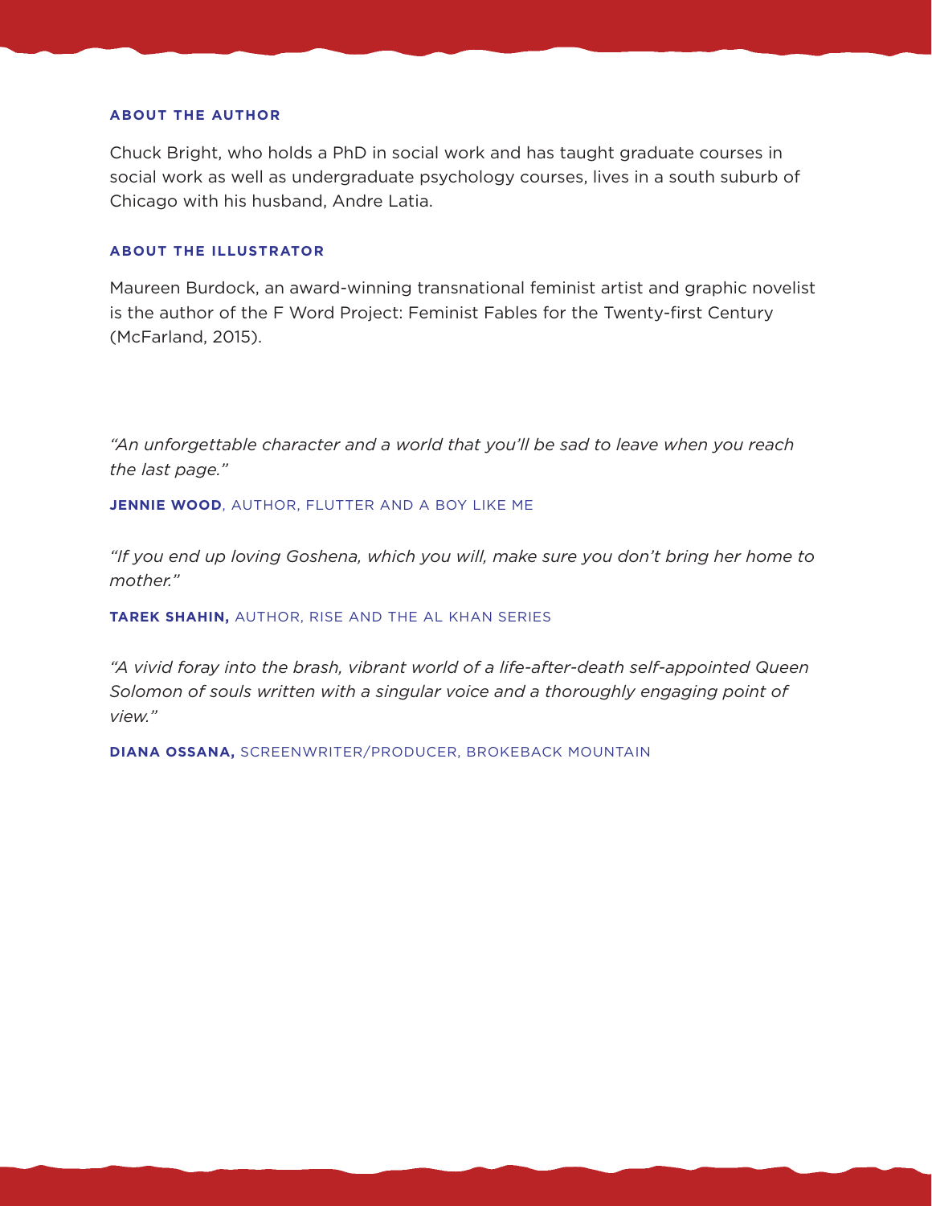### ABOUT THE AUTHOR

Chuck Bright, who holds a PhD in social work and has taught graduate courses in social work as well as undergraduate psychology courses, lives in a south suburb of Chicago with his husband, Andre Latia.

### ABOUT THE ILLUSTRATOR

Maureen Burdock, an award-winning transnational feminist artist and graphic novelist is the author of the F Word Project: Feminist Fables for the Twenty-first Century (McFarland, 2015).

*"An unforgettable character and a world that you'll be sad to leave when you reach the last page."*

**JENNIE WOOD**, AUTHOR, FLUTTER AND A BOY LIKE ME

*"If you end up loving Goshena, which you will, make sure you don't bring her home to mother."*

**TAREK SHAHIN,** AUTHOR, RISE AND THE AL KHAN SERIES

*"A vivid foray into the brash, vibrant world of a life-after-death self-appointed Queen Solomon of souls written with a singular voice and a thoroughly engaging point of view."*

**DIANA OSSANA,** SCREENWRITER/PRODUCER, BROKEBACK MOUNTAIN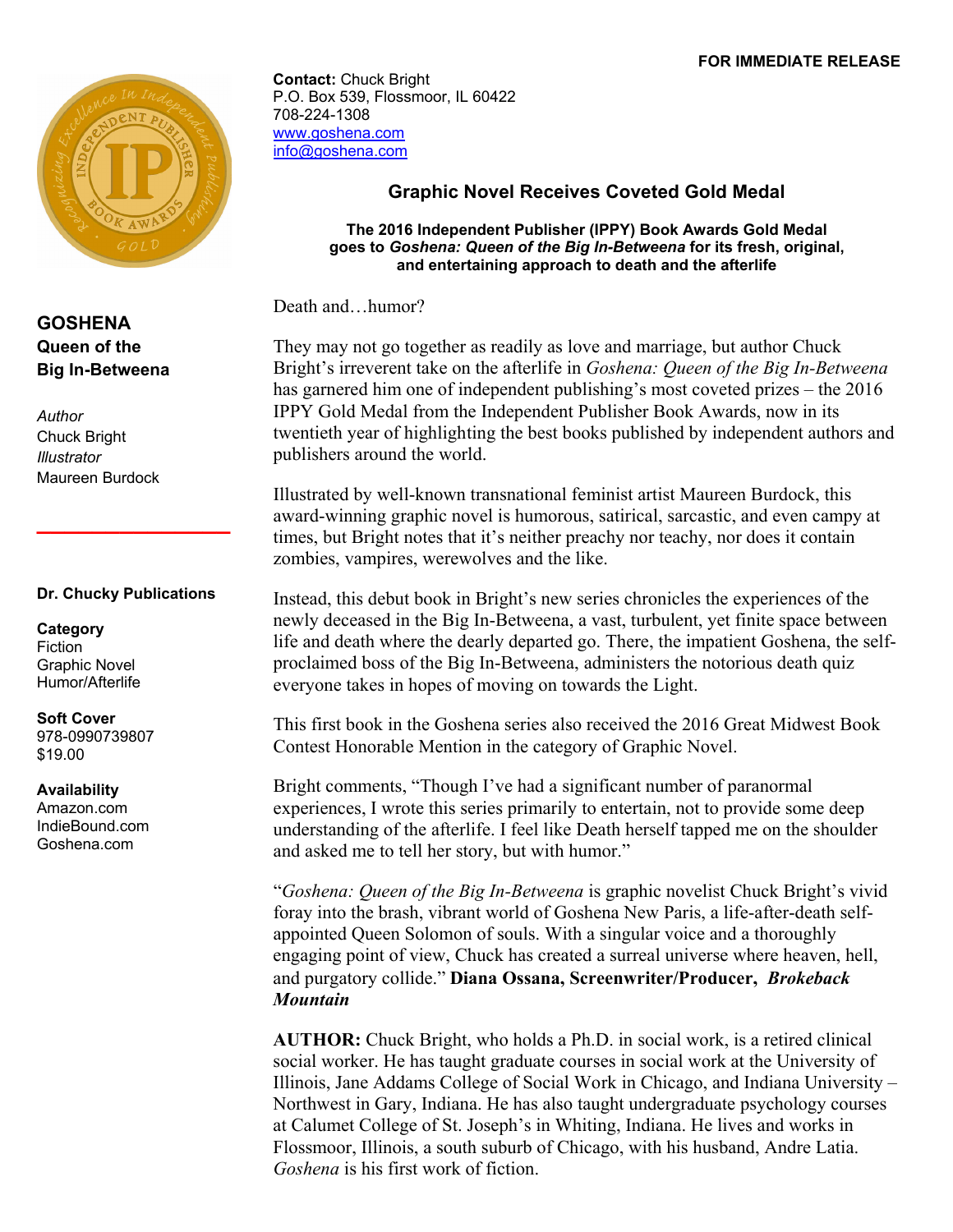**FOR IMMEDIATE RELEASE**

**Contact:** Chuck Bright
P.O. Box 539, Flossmoor, IL 60422
708-224-1308
www.goshena.com
info@goshena.com

## Graphic Novel Receives Coveted Gold Medal

**The 2016 Independent Publisher (IPPY) Book Awards Gold Medal goes to *Goshena: Queen of the Big In-Betweena* for its fresh, original, and entertaining approach to death and the afterlife**

Death and…humor?

They may not go together as readily as love and marriage, but author Chuck Bright's irreverent take on the afterlife in *Goshena: Queen of the Big In-Betweena* has garnered him one of independent publishing's most coveted prizes – the 2016 IPPY Gold Medal from the Independent Publisher Book Awards, now in its twentieth year of highlighting the best books published by independent authors and publishers around the world.

Illustrated by well-known transnational feminist artist Maureen Burdock, this award-winning graphic novel is humorous, satirical, sarcastic, and even campy at times, but Bright notes that it's neither preachy nor teachy, nor does it contain zombies, vampires, werewolves and the like.

Instead, this debut book in Bright's new series chronicles the experiences of the newly deceased in the Big In-Betweena, a vast, turbulent, yet finite space between life and death where the dearly departed go. There, the impatient Goshena, the self-proclaimed boss of the Big In-Betweena, administers the notorious death quiz everyone takes in hopes of moving on towards the Light.

This first book in the Goshena series also received the 2016 Great Midwest Book Contest Honorable Mention in the category of Graphic Novel.

Bright comments, "Though I've had a significant number of paranormal experiences, I wrote this series primarily to entertain, not to provide some deep understanding of the afterlife. I feel like Death herself tapped me on the shoulder and asked me to tell her story, but with humor."

"*Goshena: Queen of the Big In-Betweena* is graphic novelist Chuck Bright's vivid foray into the brash, vibrant world of Goshena New Paris, a life-after-death self-appointed Queen Solomon of souls. With a singular voice and a thoroughly engaging point of view, Chuck has created a surreal universe where heaven, hell, and purgatory collide." **Diana Ossana, Screenwriter/Producer, *Brokeback Mountain***

**AUTHOR:** Chuck Bright, who holds a Ph.D. in social work, is a retired clinical social worker. He has taught graduate courses in social work at the University of Illinois, Jane Addams College of Social Work in Chicago, and Indiana University – Northwest in Gary, Indiana. He has also taught undergraduate psychology courses at Calumet College of St. Joseph's in Whiting, Indiana. He lives and works in Flossmoor, Illinois, a south suburb of Chicago, with his husband, Andre Latia. *Goshena* is his first work of fiction.

---

**GOSHENA**
**Queen of the Big In-Betweena**

*Author*
Chuck Bright
*Illustrator*
Maureen Burdock

**Dr. Chucky Publications**

**Category**
Fiction
Graphic Novel
Humor/Afterlife

**Soft Cover**
978-0990739807
$19.00

**Availability**
Amazon.com
IndieBound.com
Goshena.com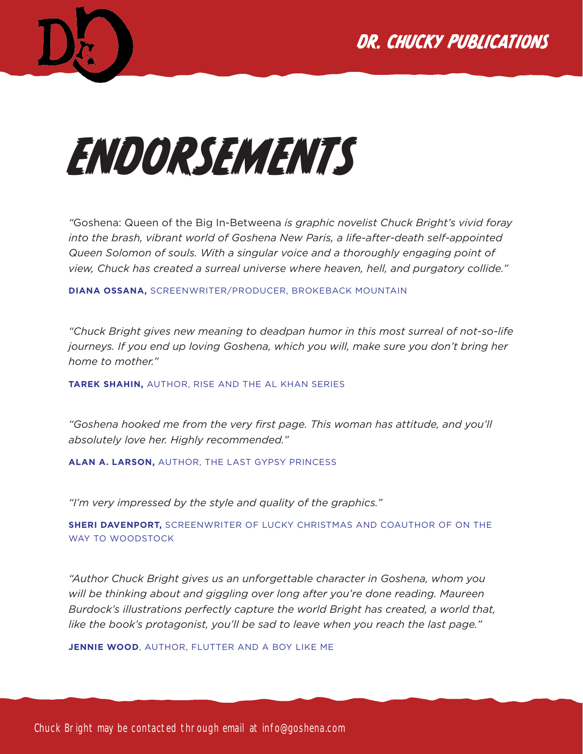# ENDORSEMENTS

*"*Goshena: Queen of the Big In-Betweena *is graphic novelist Chuck Bright's vivid foray into the brash, vibrant world of Goshena New Paris, a life-after-death self-appointed Queen Solomon of souls. With a singular voice and a thoroughly engaging point of view, Chuck has created a surreal universe where heaven, hell, and purgatory collide."*

**DIANA OSSANA,** SCREENWRITER/PRODUCER, BROKEBACK MOUNTAIN

*"Chuck Bright gives new meaning to deadpan humor in this most surreal of not-so-life journeys. If you end up loving Goshena, which you will, make sure you don't bring her home to mother."*

**TAREK SHAHIN,** AUTHOR, RISE AND THE AL KHAN SERIES

*"Goshena hooked me from the very first page. This woman has attitude, and you'll absolutely love her. Highly recommended."*

**ALAN A. LARSON,** AUTHOR, THE LAST GYPSY PRINCESS

*"I'm very impressed by the style and quality of the graphics."*

**SHERI DAVENPORT,** SCREENWRITER OF LUCKY CHRISTMAS AND COAUTHOR OF ON THE WAY TO WOODSTOCK

*"Author Chuck Bright gives us an unforgettable character in Goshena, whom you will be thinking about and giggling over long after you're done reading. Maureen Burdock's illustrations perfectly capture the world Bright has created, a world that, like the book's protagonist, you'll be sad to leave when you reach the last page."*

**JENNIE WOOD**, AUTHOR, FLUTTER AND A BOY LIKE ME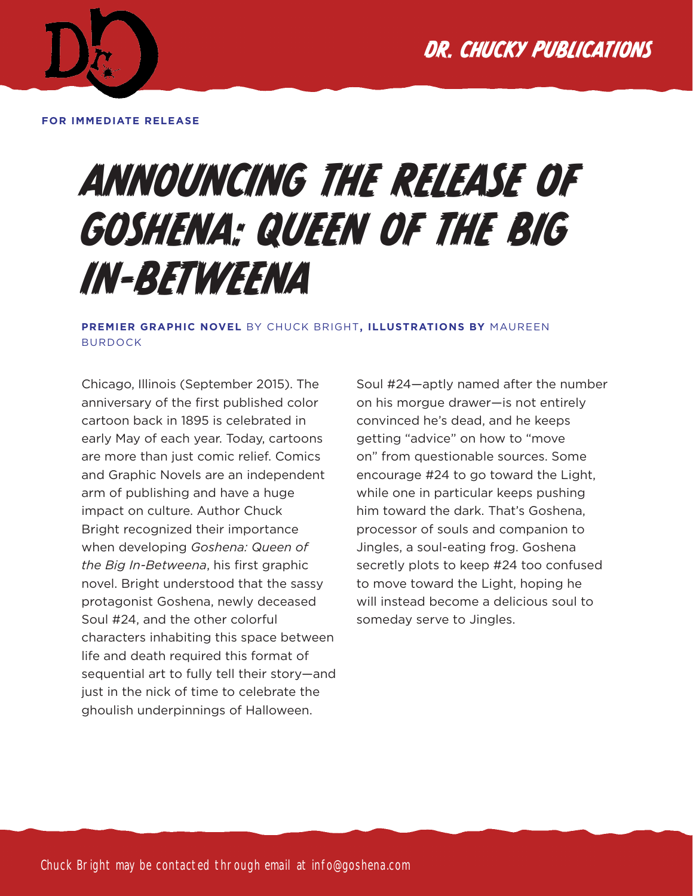DR. CHUCKY PUBLICATIONS

**FOR IMMEDIATE RELEASE**

# ANNOUNCING THE RELEASE OF GOSHENA: QUEEN OF THE BIG IN-BETWEENA

**PREMIER GRAPHIC NOVEL** BY CHUCK BRIGHT**, ILLUSTRATIONS BY** MAUREEN BURDOCK

Chicago, Illinois (September 2015). The anniversary of the first published color cartoon back in 1895 is celebrated in early May of each year. Today, cartoons are more than just comic relief. Comics and Graphic Novels are an independent arm of publishing and have a huge impact on culture. Author Chuck Bright recognized their importance when developing *Goshena: Queen of the Big In-Betweena*, his first graphic novel. Bright understood that the sassy protagonist Goshena, newly deceased Soul #24, and the other colorful characters inhabiting this space between life and death required this format of sequential art to fully tell their story—and just in the nick of time to celebrate the ghoulish underpinnings of Halloween.

Soul #24—aptly named after the number on his morgue drawer—is not entirely convinced he's dead, and he keeps getting "advice" on how to "move on" from questionable sources. Some encourage #24 to go toward the Light, while one in particular keeps pushing him toward the dark. That's Goshena, processor of souls and companion to Jingles, a soul-eating frog. Goshena secretly plots to keep #24 too confused to move toward the Light, hoping he will instead become a delicious soul to someday serve to Jingles.

Chuck Bright may be contacted through email at info@goshena.com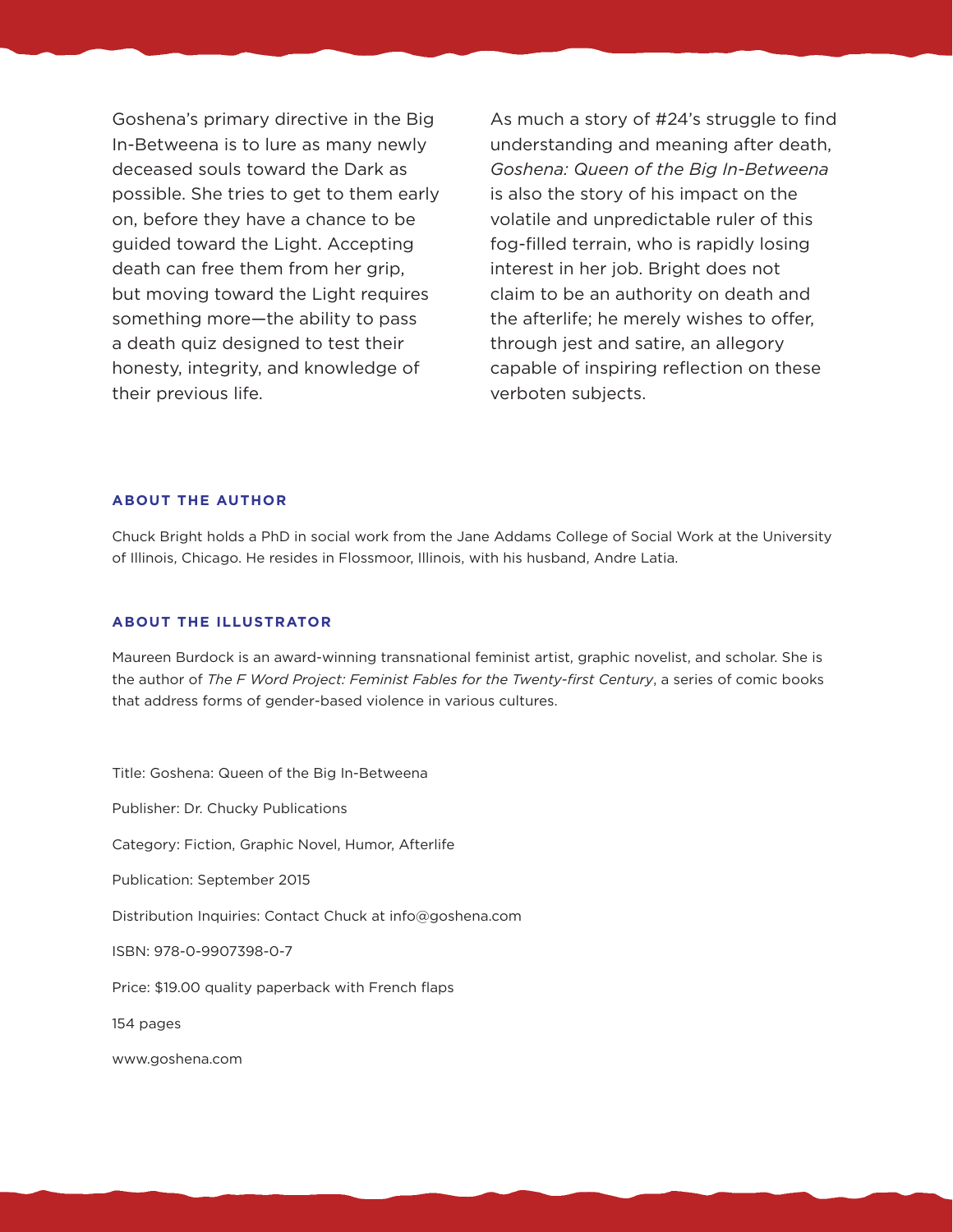Goshena's primary directive in the Big In-Betweena is to lure as many newly deceased souls toward the Dark as possible. She tries to get to them early on, before they have a chance to be guided toward the Light. Accepting death can free them from her grip, but moving toward the Light requires something more—the ability to pass a death quiz designed to test their honesty, integrity, and knowledge of their previous life.

As much a story of #24's struggle to find understanding and meaning after death, *Goshena: Queen of the Big In-Betweena* is also the story of his impact on the volatile and unpredictable ruler of this fog-filled terrain, who is rapidly losing interest in her job. Bright does not claim to be an authority on death and the afterlife; he merely wishes to offer, through jest and satire, an allegory capable of inspiring reflection on these verboten subjects.

## ABOUT THE AUTHOR

Chuck Bright holds a PhD in social work from the Jane Addams College of Social Work at the University of Illinois, Chicago. He resides in Flossmoor, Illinois, with his husband, Andre Latia.

## ABOUT THE ILLUSTRATOR

Maureen Burdock is an award-winning transnational feminist artist, graphic novelist, and scholar. She is the author of *The F Word Project: Feminist Fables for the Twenty-first Century*, a series of comic books that address forms of gender-based violence in various cultures.

Title: Goshena: Queen of the Big In-Betweena

Publisher: Dr. Chucky Publications

Category: Fiction, Graphic Novel, Humor, Afterlife

Publication: September 2015

Distribution Inquiries: Contact Chuck at info@goshena.com

ISBN: 978-0-9907398-0-7

Price: $19.00 quality paperback with French flaps

154 pages

www.goshena.com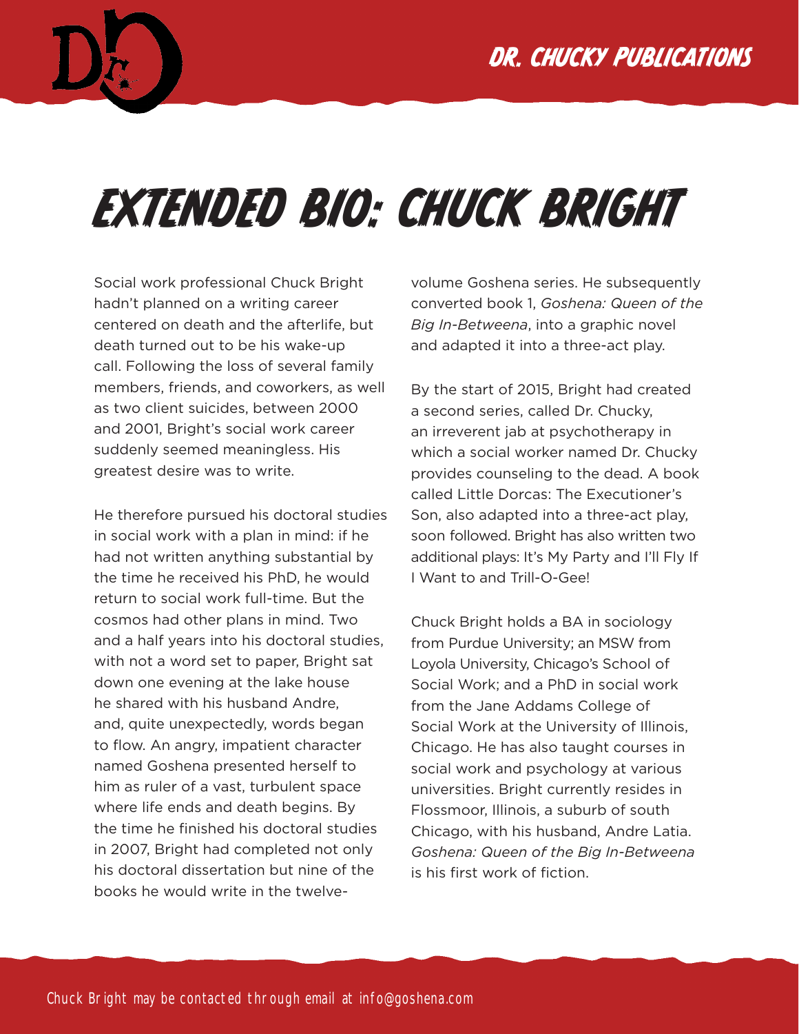# EXTENDED BIO: CHUCK BRIGHT

Social work professional Chuck Bright hadn't planned on a writing career centered on death and the afterlife, but death turned out to be his wake-up call. Following the loss of several family members, friends, and coworkers, as well as two client suicides, between 2000 and 2001, Bright's social work career suddenly seemed meaningless. His greatest desire was to write.

He therefore pursued his doctoral studies in social work with a plan in mind: if he had not written anything substantial by the time he received his PhD, he would return to social work full-time. But the cosmos had other plans in mind. Two and a half years into his doctoral studies, with not a word set to paper, Bright sat down one evening at the lake house he shared with his husband Andre, and, quite unexpectedly, words began to flow. An angry, impatient character named Goshena presented herself to him as ruler of a vast, turbulent space where life ends and death begins. By the time he finished his doctoral studies in 2007, Bright had completed not only his doctoral dissertation but nine of the books he would write in the twelve-volume Goshena series. He subsequently converted book 1, *Goshena: Queen of the Big In-Betweena*, into a graphic novel and adapted it into a three-act play.

By the start of 2015, Bright had created a second series, called Dr. Chucky, an irreverent jab at psychotherapy in which a social worker named Dr. Chucky provides counseling to the dead. A book called Little Dorcas: The Executioner's Son, also adapted into a three-act play, soon followed. Bright has also written two additional plays: It's My Party and I'll Fly If I Want to and Trill-O-Gee!

Chuck Bright holds a BA in sociology from Purdue University; an MSW from Loyola University, Chicago's School of Social Work; and a PhD in social work from the Jane Addams College of Social Work at the University of Illinois, Chicago. He has also taught courses in social work and psychology at various universities. Bright currently resides in Flossmoor, Illinois, a suburb of south Chicago, with his husband, Andre Latia. *Goshena: Queen of the Big In-Betweena* is his first work of fiction.

Chuck Bright may be contacted through email at info@goshena.com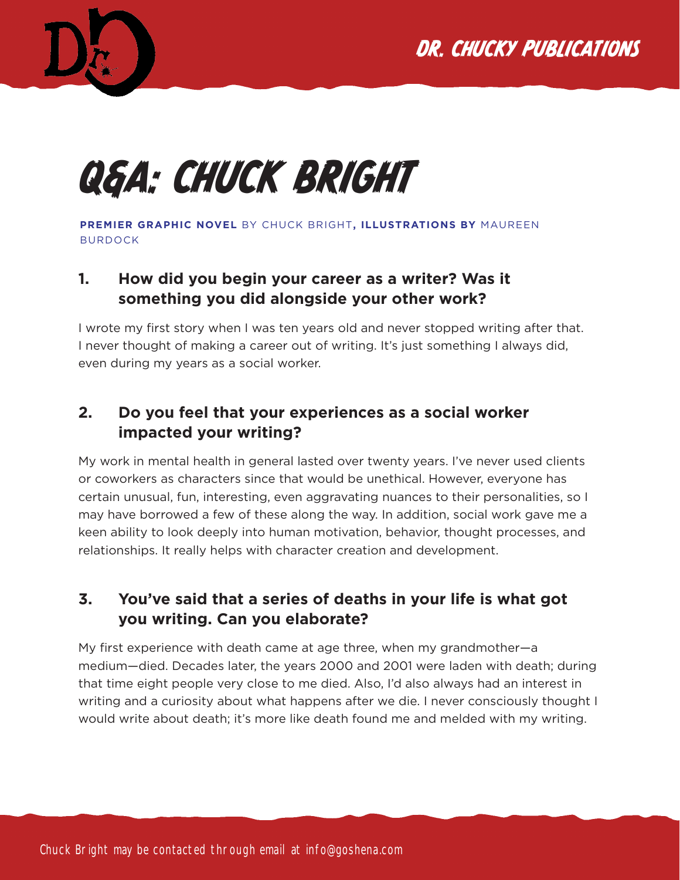# Q&A: CHUCK BRIGHT

**PREMIER GRAPHIC NOVEL** BY CHUCK BRIGHT**, ILLUSTRATIONS BY** MAUREEN BURDOCK

## 1. How did you begin your career as a writer? Was it something you did alongside your other work?

I wrote my first story when I was ten years old and never stopped writing after that. I never thought of making a career out of writing. It's just something I always did, even during my years as a social worker.

## 2. Do you feel that your experiences as a social worker impacted your writing?

My work in mental health in general lasted over twenty years. I've never used clients or coworkers as characters since that would be unethical. However, everyone has certain unusual, fun, interesting, even aggravating nuances to their personalities, so I may have borrowed a few of these along the way. In addition, social work gave me a keen ability to look deeply into human motivation, behavior, thought processes, and relationships. It really helps with character creation and development.

## 3. You've said that a series of deaths in your life is what got you writing. Can you elaborate?

My first experience with death came at age three, when my grandmother—a medium—died. Decades later, the years 2000 and 2001 were laden with death; during that time eight people very close to me died. Also, I'd also always had an interest in writing and a curiosity about what happens after we die. I never consciously thought I would write about death; it's more like death found me and melded with my writing.

Chuck Bright may be contacted through email at info@goshena.com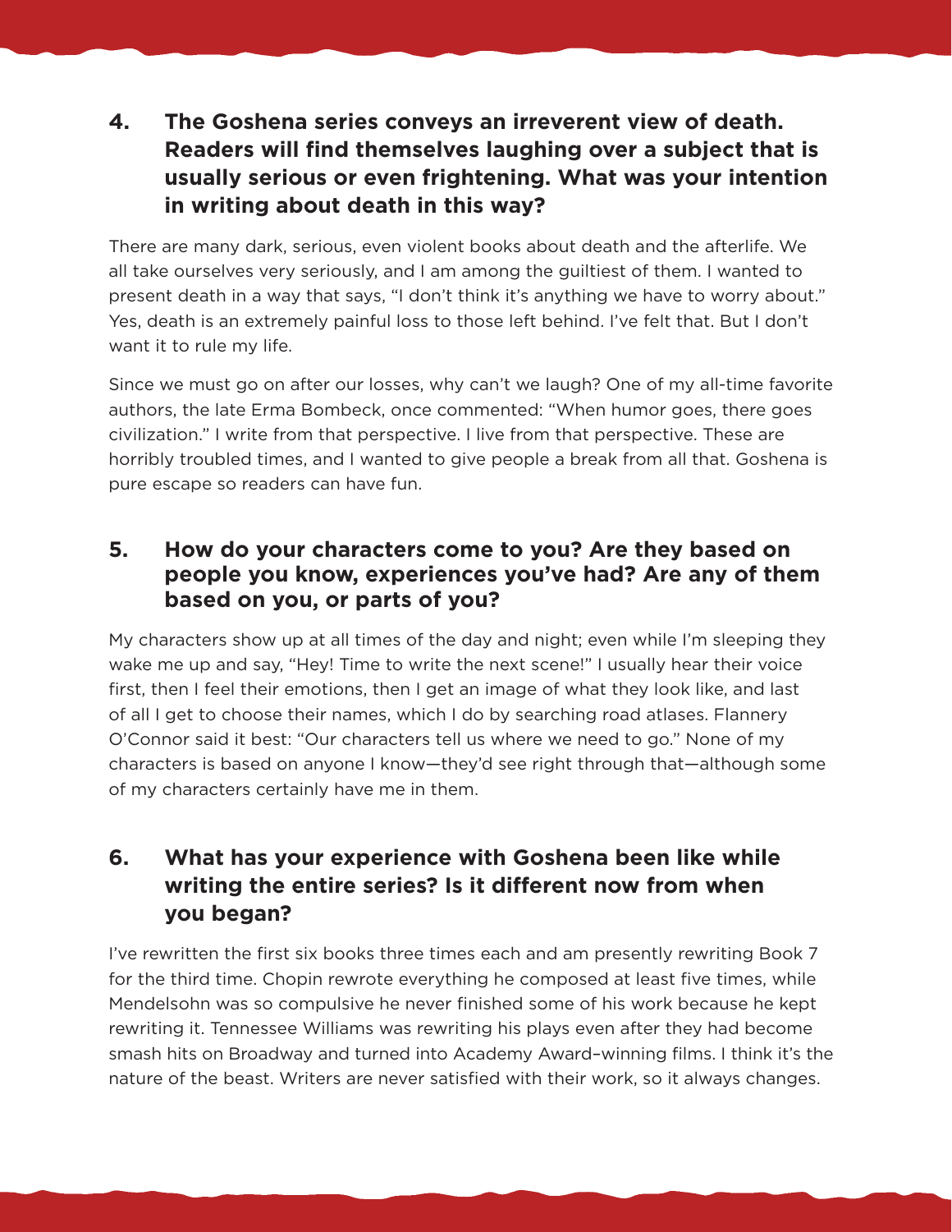**4. The Goshena series conveys an irreverent view of death. Readers will find themselves laughing over a subject that is usually serious or even frightening. What was your intention in writing about death in this way?**

There are many dark, serious, even violent books about death and the afterlife. We all take ourselves very seriously, and I am among the guiltiest of them. I wanted to present death in a way that says, "I don't think it's anything we have to worry about." Yes, death is an extremely painful loss to those left behind. I've felt that. But I don't want it to rule my life.

Since we must go on after our losses, why can't we laugh? One of my all-time favorite authors, the late Erma Bombeck, once commented: "When humor goes, there goes civilization." I write from that perspective. I live from that perspective. These are horribly troubled times, and I wanted to give people a break from all that. Goshena is pure escape so readers can have fun.

**5. How do your characters come to you? Are they based on people you know, experiences you've had? Are any of them based on you, or parts of you?**

My characters show up at all times of the day and night; even while I'm sleeping they wake me up and say, "Hey! Time to write the next scene!" I usually hear their voice first, then I feel their emotions, then I get an image of what they look like, and last of all I get to choose their names, which I do by searching road atlases. Flannery O'Connor said it best: "Our characters tell us where we need to go." None of my characters is based on anyone I know—they'd see right through that—although some of my characters certainly have me in them.

**6. What has your experience with Goshena been like while writing the entire series? Is it different now from when you began?**

I've rewritten the first six books three times each and am presently rewriting Book 7 for the third time. Chopin rewrote everything he composed at least five times, while Mendelsohn was so compulsive he never finished some of his work because he kept rewriting it. Tennessee Williams was rewriting his plays even after they had become smash hits on Broadway and turned into Academy Award–winning films. I think it's the nature of the beast. Writers are never satisfied with their work, so it always changes.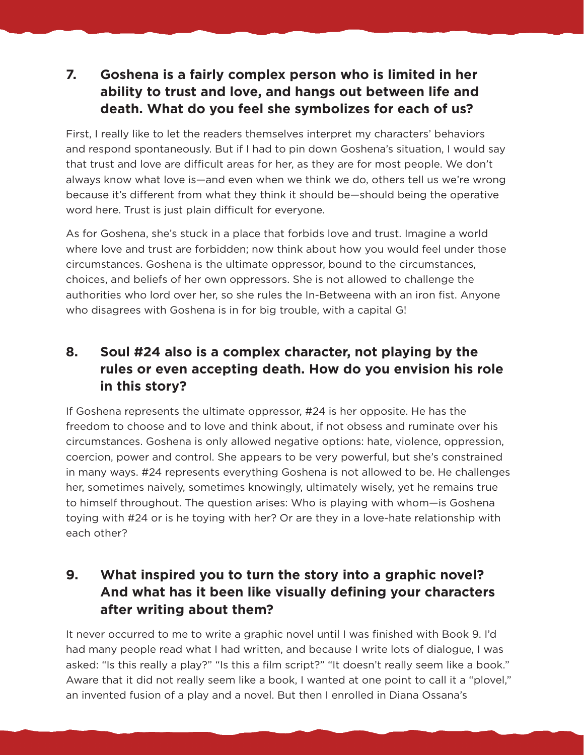## 7. Goshena is a fairly complex person who is limited in her ability to trust and love, and hangs out between life and death. What do you feel she symbolizes for each of us?

First, I really like to let the readers themselves interpret my characters' behaviors and respond spontaneously. But if I had to pin down Goshena's situation, I would say that trust and love are difficult areas for her, as they are for most people. We don't always know what love is—and even when we think we do, others tell us we're wrong because it's different from what they think it should be—should being the operative word here. Trust is just plain difficult for everyone.

As for Goshena, she's stuck in a place that forbids love and trust. Imagine a world where love and trust are forbidden; now think about how you would feel under those circumstances. Goshena is the ultimate oppressor, bound to the circumstances, choices, and beliefs of her own oppressors. She is not allowed to challenge the authorities who lord over her, so she rules the In-Betweena with an iron fist. Anyone who disagrees with Goshena is in for big trouble, with a capital G!

## 8. Soul #24 also is a complex character, not playing by the rules or even accepting death. How do you envision his role in this story?

If Goshena represents the ultimate oppressor, #24 is her opposite. He has the freedom to choose and to love and think about, if not obsess and ruminate over his circumstances. Goshena is only allowed negative options: hate, violence, oppression, coercion, power and control. She appears to be very powerful, but she's constrained in many ways. #24 represents everything Goshena is not allowed to be. He challenges her, sometimes naively, sometimes knowingly, ultimately wisely, yet he remains true to himself throughout. The question arises: Who is playing with whom—is Goshena toying with #24 or is he toying with her? Or are they in a love-hate relationship with each other?

## 9. What inspired you to turn the story into a graphic novel? And what has it been like visually defining your characters after writing about them?

It never occurred to me to write a graphic novel until I was finished with Book 9. I'd had many people read what I had written, and because I write lots of dialogue, I was asked: "Is this really a play?" "Is this a film script?" "It doesn't really seem like a book." Aware that it did not really seem like a book, I wanted at one point to call it a "plovel," an invented fusion of a play and a novel. But then I enrolled in Diana Ossana's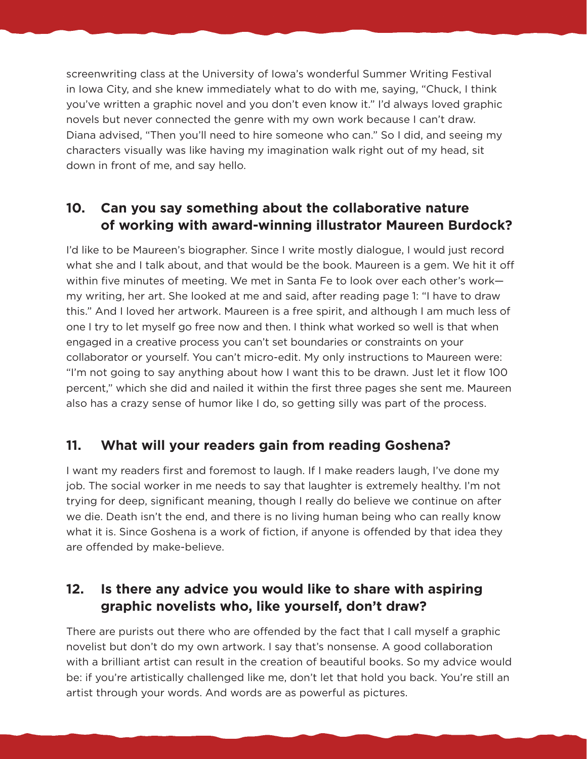screenwriting class at the University of Iowa's wonderful Summer Writing Festival in Iowa City, and she knew immediately what to do with me, saying, "Chuck, I think you've written a graphic novel and you don't even know it." I'd always loved graphic novels but never connected the genre with my own work because I can't draw. Diana advised, "Then you'll need to hire someone who can." So I did, and seeing my characters visually was like having my imagination walk right out of my head, sit down in front of me, and say hello.

## 10. Can you say something about the collaborative nature of working with award-winning illustrator Maureen Burdock?

I'd like to be Maureen's biographer. Since I write mostly dialogue, I would just record what she and I talk about, and that would be the book. Maureen is a gem. We hit it off within five minutes of meeting. We met in Santa Fe to look over each other's work—my writing, her art. She looked at me and said, after reading page 1: "I have to draw this." And I loved her artwork. Maureen is a free spirit, and although I am much less of one I try to let myself go free now and then. I think what worked so well is that when engaged in a creative process you can't set boundaries or constraints on your collaborator or yourself. You can't micro-edit. My only instructions to Maureen were: "I'm not going to say anything about how I want this to be drawn. Just let it flow 100 percent," which she did and nailed it within the first three pages she sent me. Maureen also has a crazy sense of humor like I do, so getting silly was part of the process.

## 11. What will your readers gain from reading Goshena?

I want my readers first and foremost to laugh. If I make readers laugh, I've done my job. The social worker in me needs to say that laughter is extremely healthy. I'm not trying for deep, significant meaning, though I really do believe we continue on after we die. Death isn't the end, and there is no living human being who can really know what it is. Since Goshena is a work of fiction, if anyone is offended by that idea they are offended by make-believe.

## 12. Is there any advice you would like to share with aspiring graphic novelists who, like yourself, don't draw?

There are purists out there who are offended by the fact that I call myself a graphic novelist but don't do my own artwork. I say that's nonsense. A good collaboration with a brilliant artist can result in the creation of beautiful books. So my advice would be: if you're artistically challenged like me, don't let that hold you back. You're still an artist through your words. And words are as powerful as pictures.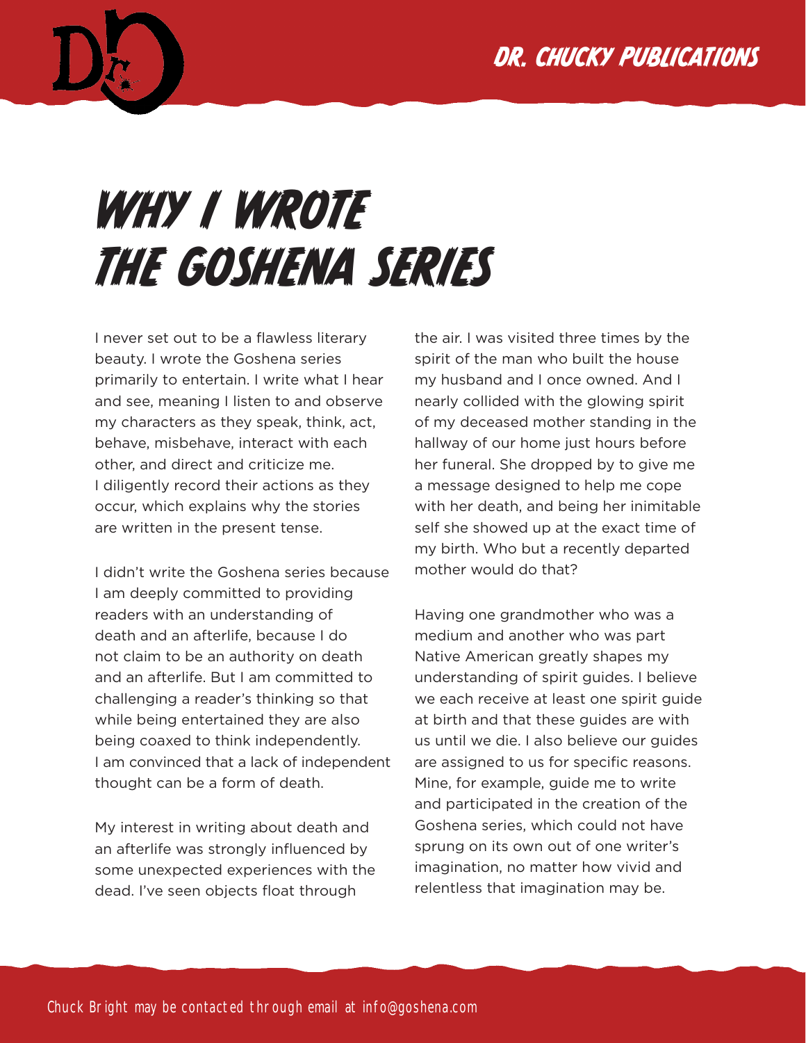# WHY I WROTE THE GOSHENA SERIES

I never set out to be a flawless literary beauty. I wrote the Goshena series primarily to entertain. I write what I hear and see, meaning I listen to and observe my characters as they speak, think, act, behave, misbehave, interact with each other, and direct and criticize me. I diligently record their actions as they occur, which explains why the stories are written in the present tense.

I didn't write the Goshena series because I am deeply committed to providing readers with an understanding of death and an afterlife, because I do not claim to be an authority on death and an afterlife. But I am committed to challenging a reader's thinking so that while being entertained they are also being coaxed to think independently. I am convinced that a lack of independent thought can be a form of death.

My interest in writing about death and an afterlife was strongly influenced by some unexpected experiences with the dead. I've seen objects float through the air. I was visited three times by the spirit of the man who built the house my husband and I once owned. And I nearly collided with the glowing spirit of my deceased mother standing in the hallway of our home just hours before her funeral. She dropped by to give me a message designed to help me cope with her death, and being her inimitable self she showed up at the exact time of my birth. Who but a recently departed mother would do that?

Having one grandmother who was a medium and another who was part Native American greatly shapes my understanding of spirit guides. I believe we each receive at least one spirit guide at birth and that these guides are with us until we die. I also believe our guides are assigned to us for specific reasons. Mine, for example, guide me to write and participated in the creation of the Goshena series, which could not have sprung on its own out of one writer's imagination, no matter how vivid and relentless that imagination may be.

Chuck Bright may be contacted through email at info@goshena.com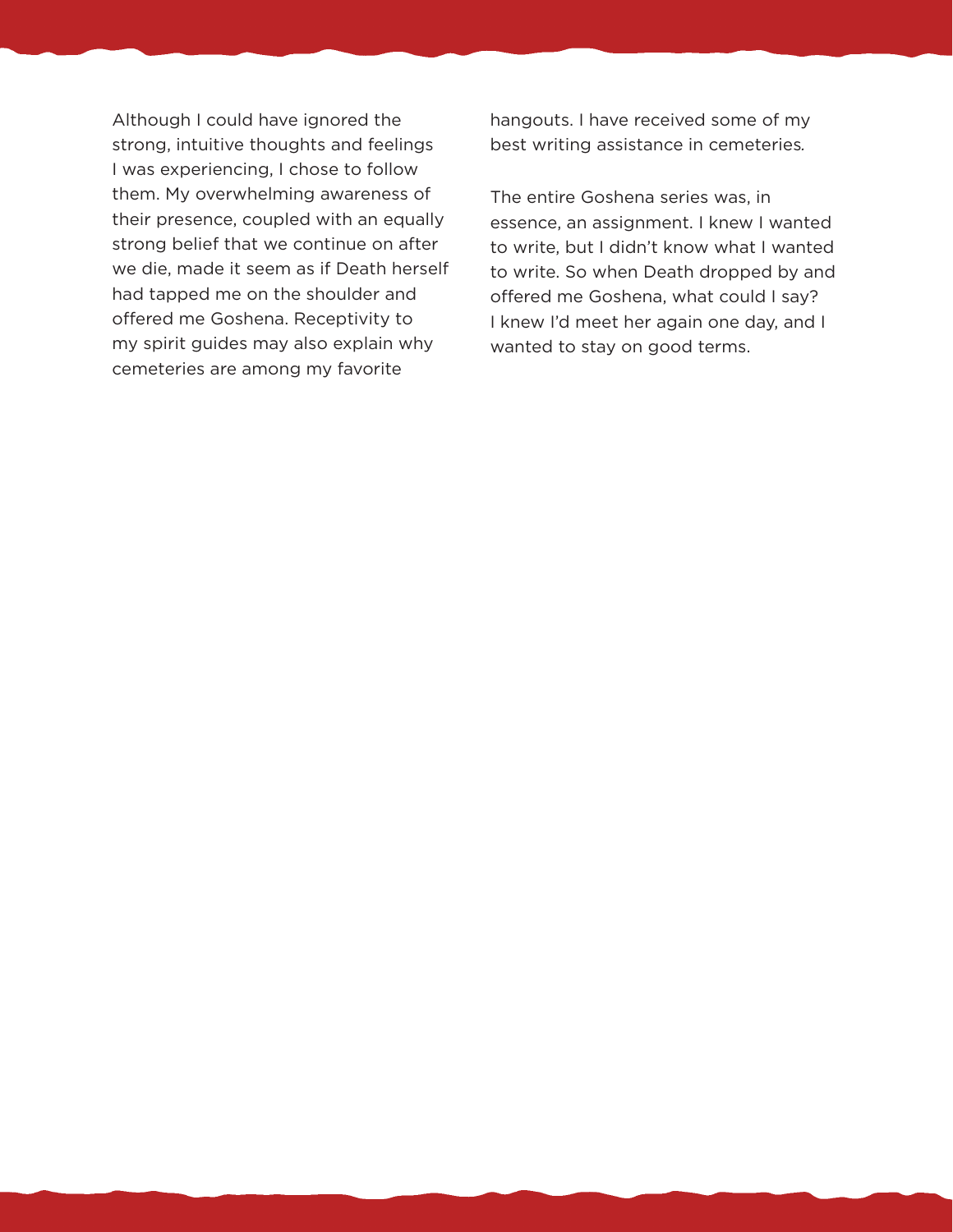Although I could have ignored the strong, intuitive thoughts and feelings I was experiencing, I chose to follow them. My overwhelming awareness of their presence, coupled with an equally strong belief that we continue on after we die, made it seem as if Death herself had tapped me on the shoulder and offered me Goshena. Receptivity to my spirit guides may also explain why cemeteries are among my favorite hangouts. I have received some of my best writing assistance in cemeteries.

The entire Goshena series was, in essence, an assignment. I knew I wanted to write, but I didn't know what I wanted to write. So when Death dropped by and offered me Goshena, what could I say? I knew I'd meet her again one day, and I wanted to stay on good terms.